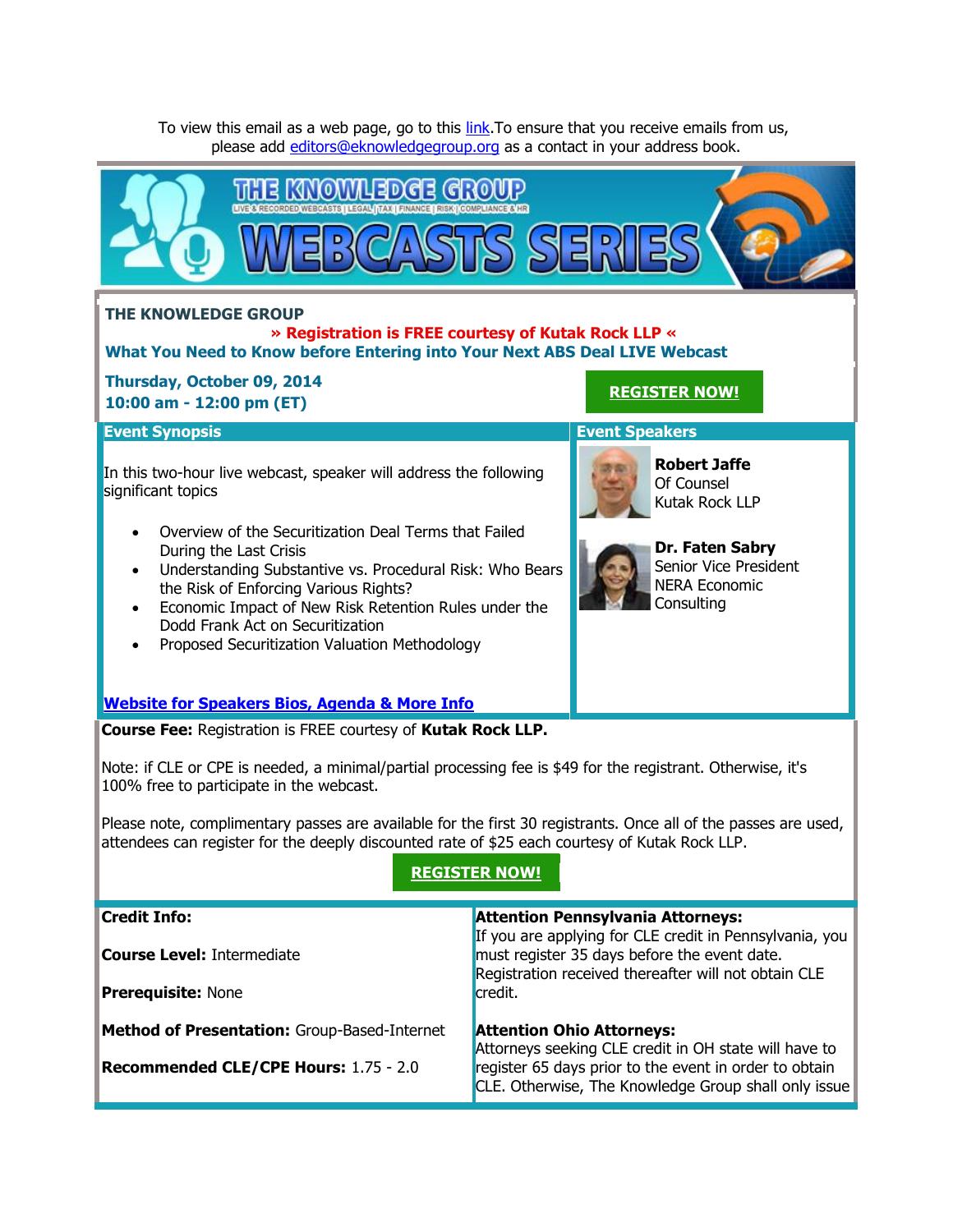To view this email as a web page, go to this link.To ensure that you receive emails from us, please add editors@eknowledgegroup.org as a contact in your address book.

THE KNOWLEDGE GROUP WEBCASTS SERIES

LIVE & RECORDED WEBCASTS | LEGAL | TAX | FINANCE | RISK | COMPLIANCE & HR

**THE KNOWLEDGE GROUP**

**» Registration is FREE courtesy of Kutak Rock LLP «**

**What You Need to Know before Entering into Your Next ABS Deal LIVE Webcast**

**Thursday, October 09, 2014**
**10:00 am - 12:00 pm (ET)**

**REGISTER NOW!**

## Event Synopsis

In this two-hour live webcast, speaker will address the following significant topics

- Overview of the Securitization Deal Terms that Failed During the Last Crisis
- Understanding Substantive vs. Procedural Risk: Who Bears the Risk of Enforcing Various Rights?
- Economic Impact of New Risk Retention Rules under the Dodd Frank Act on Securitization
- Proposed Securitization Valuation Methodology

**Website for Speakers Bios, Agenda & More Info**

## Event Speakers

**Robert Jaffe**
Of Counsel
Kutak Rock LLP

**Dr. Faten Sabry**
Senior Vice President
NERA Economic Consulting

**Course Fee:** Registration is FREE courtesy of **Kutak Rock LLP.**

Note: if CLE or CPE is needed, a minimal/partial processing fee is $49 for the registrant. Otherwise, it's 100% free to participate in the webcast.

Please note, complimentary passes are available for the first 30 registrants. Once all of the passes are used, attendees can register for the deeply discounted rate of $25 each courtesy of Kutak Rock LLP.

**REGISTER NOW!**

**Credit Info:**

**Course Level:** Intermediate

**Prerequisite:** None

**Method of Presentation:** Group-Based-Internet

**Recommended CLE/CPE Hours:** 1.75 - 2.0

**Attention Pennsylvania Attorneys:**
If you are applying for CLE credit in Pennsylvania, you must register 35 days before the event date. Registration received thereafter will not obtain CLE credit.

**Attention Ohio Attorneys:**
Attorneys seeking CLE credit in OH state will have to register 65 days prior to the event in order to obtain CLE. Otherwise, The Knowledge Group shall only issue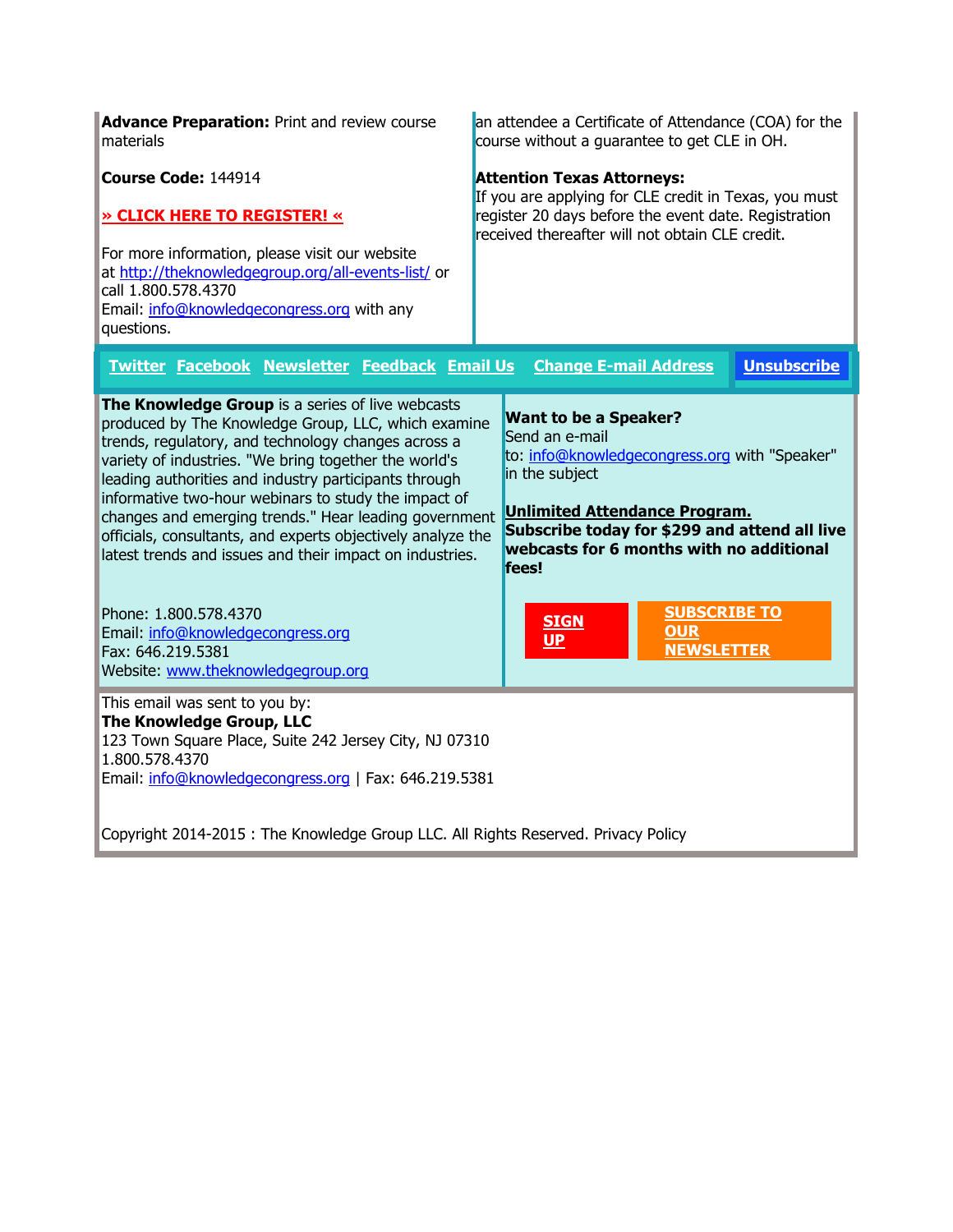**Advance Preparation:** Print and review course materials

**Course Code:** 144914

**» CLICK HERE TO REGISTER! «**

For more information, please visit our website at http://theknowledgegroup.org/all-events-list/ or call 1.800.578.4370
Email: info@knowledgecongress.org with any questions.

an attendee a Certificate of Attendance (COA) for the course without a guarantee to get CLE in OH.

**Attention Texas Attorneys:**
If you are applying for CLE credit in Texas, you must register 20 days before the event date. Registration received thereafter will not obtain CLE credit.

Twitter Facebook Newsletter Feedback Email Us Change E-mail Address Unsubscribe

**The Knowledge Group** is a series of live webcasts produced by The Knowledge Group, LLC, which examine trends, regulatory, and technology changes across a variety of industries. "We bring together the world's leading authorities and industry participants through informative two-hour webinars to study the impact of changes and emerging trends." Hear leading government officials, consultants, and experts objectively analyze the latest trends and issues and their impact on industries.

Phone: 1.800.578.4370
Email: info@knowledgecongress.org
Fax: 646.219.5381
Website: www.theknowledgegroup.org

**Want to be a Speaker?**
Send an e-mail to: info@knowledgecongress.org with "Speaker" in the subject

**Unlimited Attendance Program.**
**Subscribe today for $299 and attend all live webcasts for 6 months with no additional fees!**

**SIGN UP** **SUBSCRIBE TO OUR NEWSLETTER**

This email was sent to you by:
**The Knowledge Group, LLC**
123 Town Square Place, Suite 242 Jersey City, NJ 07310
1.800.578.4370
Email: info@knowledgecongress.org | Fax: 646.219.5381

Copyright 2014-2015 : The Knowledge Group LLC. All Rights Reserved. Privacy Policy